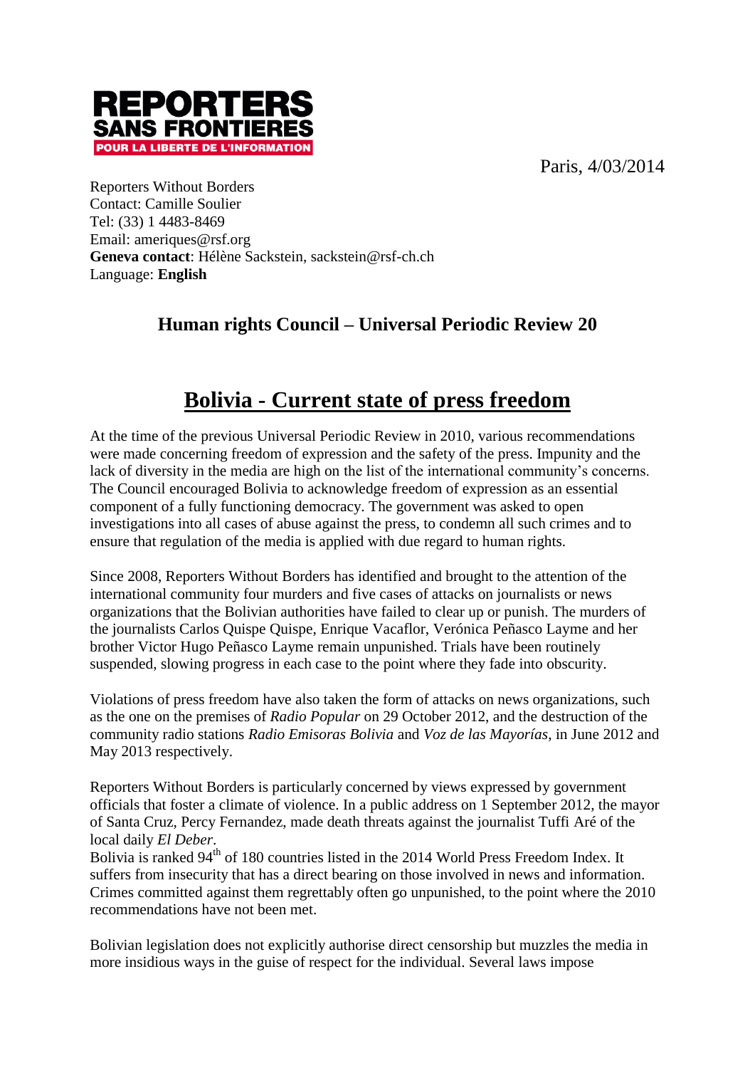**REPORTERS SANS FRONTIERES**
**POUR LA LIBERTE DE L'INFORMATION**

Paris, 4/03/2014

Reporters Without Borders
Contact: Camille Soulier
Tel: (33) 1 4483-8469
Email: ameriques@rsf.org
**Geneva contact**: Hélène Sackstein, sackstein@rsf-ch.ch
Language: **English**

## Human rights Council – Universal Periodic Review 20

# Bolivia - Current state of press freedom

At the time of the previous Universal Periodic Review in 2010, various recommendations were made concerning freedom of expression and the safety of the press. Impunity and the lack of diversity in the media are high on the list of the international community's concerns. The Council encouraged Bolivia to acknowledge freedom of expression as an essential component of a fully functioning democracy. The government was asked to open investigations into all cases of abuse against the press, to condemn all such crimes and to ensure that regulation of the media is applied with due regard to human rights.

Since 2008, Reporters Without Borders has identified and brought to the attention of the international community four murders and five cases of attacks on journalists or news organizations that the Bolivian authorities have failed to clear up or punish. The murders of the journalists Carlos Quispe Quispe, Enrique Vacaflor, Verónica Peñasco Layme and her brother Victor Hugo Peñasco Layme remain unpunished. Trials have been routinely suspended, slowing progress in each case to the point where they fade into obscurity.

Violations of press freedom have also taken the form of attacks on news organizations, such as the one on the premises of *Radio Popular* on 29 October 2012, and the destruction of the community radio stations *Radio Emisoras Bolivia* and *Voz de las Mayorías*, in June 2012 and May 2013 respectively.

Reporters Without Borders is particularly concerned by views expressed by government officials that foster a climate of violence. In a public address on 1 September 2012, the mayor of Santa Cruz, Percy Fernandez, made death threats against the journalist Tuffi Aré of the local daily *El Deber*.
Bolivia is ranked 94th of 180 countries listed in the 2014 World Press Freedom Index. It suffers from insecurity that has a direct bearing on those involved in news and information. Crimes committed against them regrettably often go unpunished, to the point where the 2010 recommendations have not been met.

Bolivian legislation does not explicitly authorise direct censorship but muzzles the media in more insidious ways in the guise of respect for the individual. Several laws impose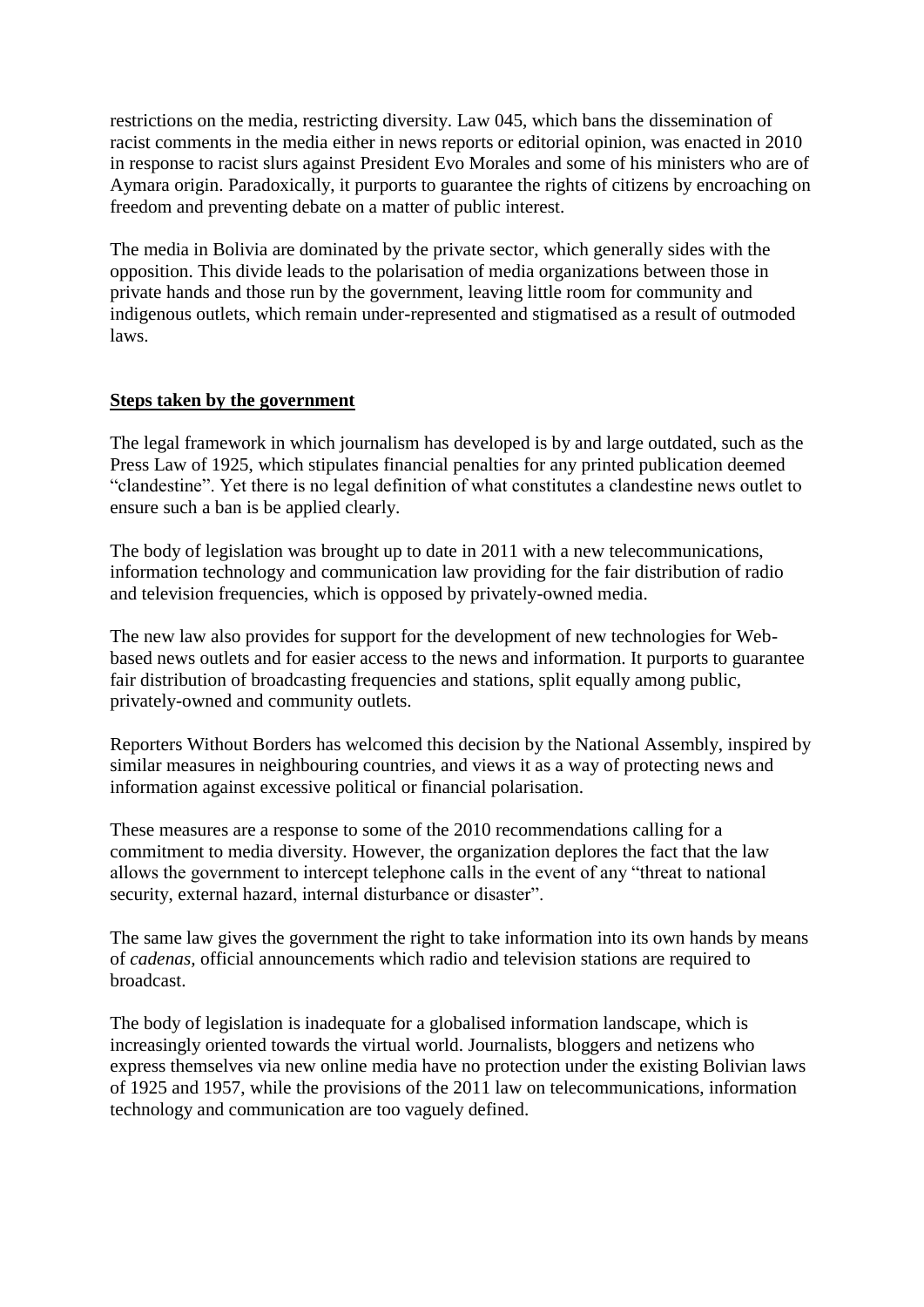restrictions on the media, restricting diversity. Law 045, which bans the dissemination of racist comments in the media either in news reports or editorial opinion, was enacted in 2010 in response to racist slurs against President Evo Morales and some of his ministers who are of Aymara origin. Paradoxically, it purports to guarantee the rights of citizens by encroaching on freedom and preventing debate on a matter of public interest.

The media in Bolivia are dominated by the private sector, which generally sides with the opposition. This divide leads to the polarisation of media organizations between those in private hands and those run by the government, leaving little room for community and indigenous outlets, which remain under-represented and stigmatised as a result of outmoded laws.

## **Steps taken by the government**

The legal framework in which journalism has developed is by and large outdated, such as the Press Law of 1925, which stipulates financial penalties for any printed publication deemed "clandestine". Yet there is no legal definition of what constitutes a clandestine news outlet to ensure such a ban is be applied clearly.

The body of legislation was brought up to date in 2011 with a new telecommunications, information technology and communication law providing for the fair distribution of radio and television frequencies, which is opposed by privately-owned media.

The new law also provides for support for the development of new technologies for Web-based news outlets and for easier access to the news and information. It purports to guarantee fair distribution of broadcasting frequencies and stations, split equally among public, privately-owned and community outlets.

Reporters Without Borders has welcomed this decision by the National Assembly, inspired by similar measures in neighbouring countries, and views it as a way of protecting news and information against excessive political or financial polarisation.

These measures are a response to some of the 2010 recommendations calling for a commitment to media diversity. However, the organization deplores the fact that the law allows the government to intercept telephone calls in the event of any "threat to national security, external hazard, internal disturbance or disaster".

The same law gives the government the right to take information into its own hands by means of *cadenas*, official announcements which radio and television stations are required to broadcast.

The body of legislation is inadequate for a globalised information landscape, which is increasingly oriented towards the virtual world. Journalists, bloggers and netizens who express themselves via new online media have no protection under the existing Bolivian laws of 1925 and 1957, while the provisions of the 2011 law on telecommunications, information technology and communication are too vaguely defined.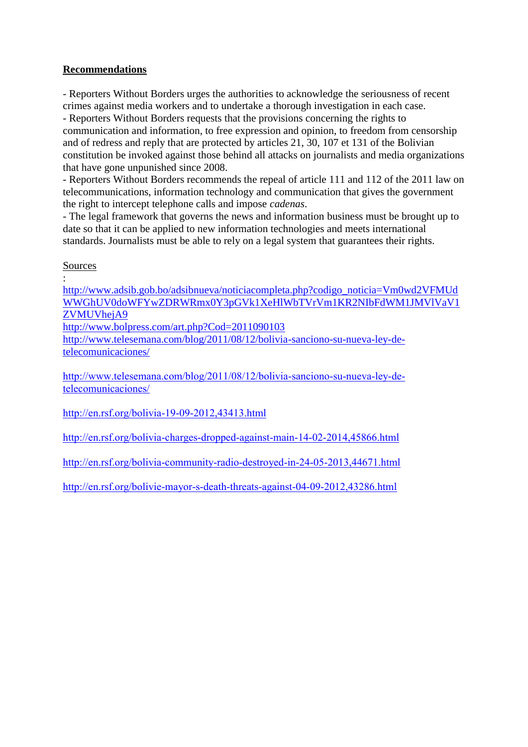**Recommendations**

- Reporters Without Borders urges the authorities to acknowledge the seriousness of recent crimes against media workers and to undertake a thorough investigation in each case.
- Reporters Without Borders requests that the provisions concerning the rights to communication and information, to free expression and opinion, to freedom from censorship and of redress and reply that are protected by articles 21, 30, 107 et 131 of the Bolivian constitution be invoked against those behind all attacks on journalists and media organizations that have gone unpunished since 2008.
- Reporters Without Borders recommends the repeal of article 111 and 112 of the 2011 law on telecommunications, information technology and communication that gives the government the right to intercept telephone calls and impose *cadenas*.
- The legal framework that governs the news and information business must be brought up to date so that it can be applied to new information technologies and meets international standards. Journalists must be able to rely on a legal system that guarantees their rights.

Sources
:
http://www.adsib.gob.bo/adsibnueva/noticiacompleta.php?codigo_noticia=Vm0wd2VFMUdWWGhUV0doWFYwZDRWRmx0Y3pGVk1XeHlWbTVrVm1KR2NIbFdWM1JMVlVaV1ZVMUVhejA9
http://www.bolpress.com/art.php?Cod=2011090103
http://www.telesemana.com/blog/2011/08/12/bolivia-sanciono-su-nueva-ley-de-telecomunicaciones/

http://www.telesemana.com/blog/2011/08/12/bolivia-sanciono-su-nueva-ley-de-telecomunicaciones/

http://en.rsf.org/bolivia-19-09-2012,43413.html

http://en.rsf.org/bolivia-charges-dropped-against-main-14-02-2014,45866.html

http://en.rsf.org/bolivia-community-radio-destroyed-in-24-05-2013,44671.html

http://en.rsf.org/bolivie-mayor-s-death-threats-against-04-09-2012,43286.html